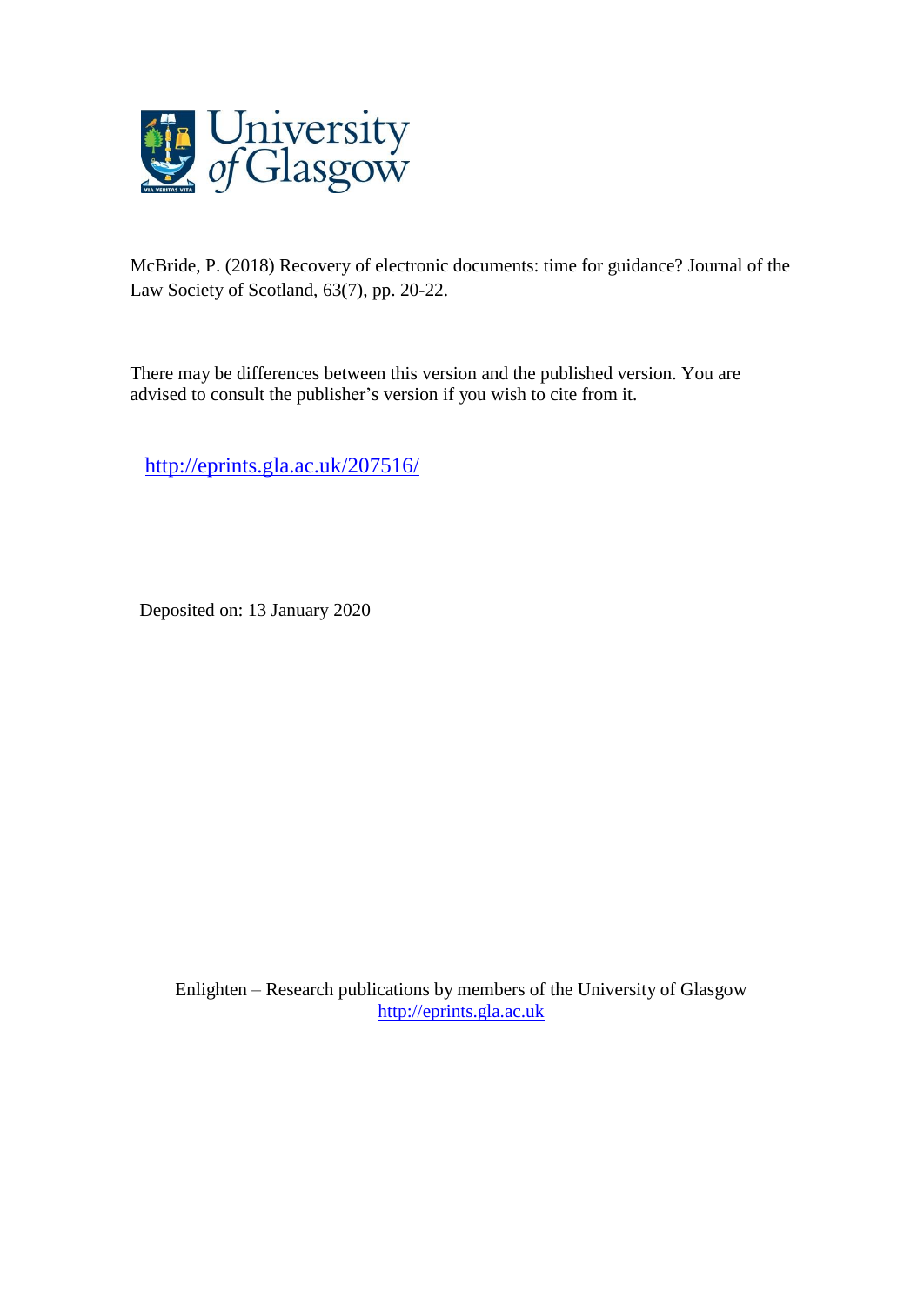McBride, P. (2018) Recovery of electronic documents: time for guidance? Journal of the Law Society of Scotland, 63(7), pp. 20-22.

There may be differences between this version and the published version. You are advised to consult the publisher's version if you wish to cite from it.

http://eprints.gla.ac.uk/207516/

Deposited on: 13 January 2020

Enlighten – Research publications by members of the University of Glasgow
http://eprints.gla.ac.uk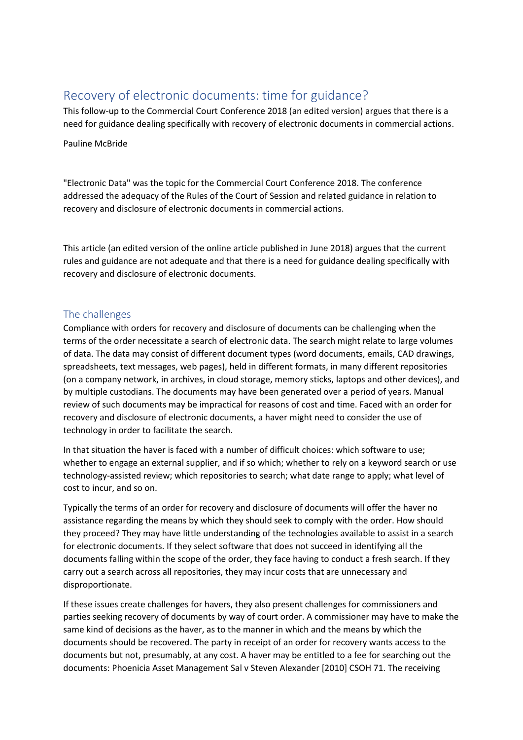# Recovery of electronic documents: time for guidance?

This follow-up to the Commercial Court Conference 2018 (an edited version) argues that there is a need for guidance dealing specifically with recovery of electronic documents in commercial actions.

Pauline McBride

"Electronic Data" was the topic for the Commercial Court Conference 2018. The conference addressed the adequacy of the Rules of the Court of Session and related guidance in relation to recovery and disclosure of electronic documents in commercial actions.

This article (an edited version of the online article published in June 2018) argues that the current rules and guidance are not adequate and that there is a need for guidance dealing specifically with recovery and disclosure of electronic documents.

## The challenges

Compliance with orders for recovery and disclosure of documents can be challenging when the terms of the order necessitate a search of electronic data. The search might relate to large volumes of data. The data may consist of different document types (word documents, emails, CAD drawings, spreadsheets, text messages, web pages), held in different formats, in many different repositories (on a company network, in archives, in cloud storage, memory sticks, laptops and other devices), and by multiple custodians. The documents may have been generated over a period of years. Manual review of such documents may be impractical for reasons of cost and time. Faced with an order for recovery and disclosure of electronic documents, a haver might need to consider the use of technology in order to facilitate the search.

In that situation the haver is faced with a number of difficult choices: which software to use; whether to engage an external supplier, and if so which; whether to rely on a keyword search or use technology-assisted review; which repositories to search; what date range to apply; what level of cost to incur, and so on.

Typically the terms of an order for recovery and disclosure of documents will offer the haver no assistance regarding the means by which they should seek to comply with the order. How should they proceed? They may have little understanding of the technologies available to assist in a search for electronic documents. If they select software that does not succeed in identifying all the documents falling within the scope of the order, they face having to conduct a fresh search. If they carry out a search across all repositories, they may incur costs that are unnecessary and disproportionate.

If these issues create challenges for havers, they also present challenges for commissioners and parties seeking recovery of documents by way of court order. A commissioner may have to make the same kind of decisions as the haver, as to the manner in which and the means by which the documents should be recovered. The party in receipt of an order for recovery wants access to the documents but not, presumably, at any cost. A haver may be entitled to a fee for searching out the documents: Phoenicia Asset Management Sal v Steven Alexander [2010] CSOH 71. The receiving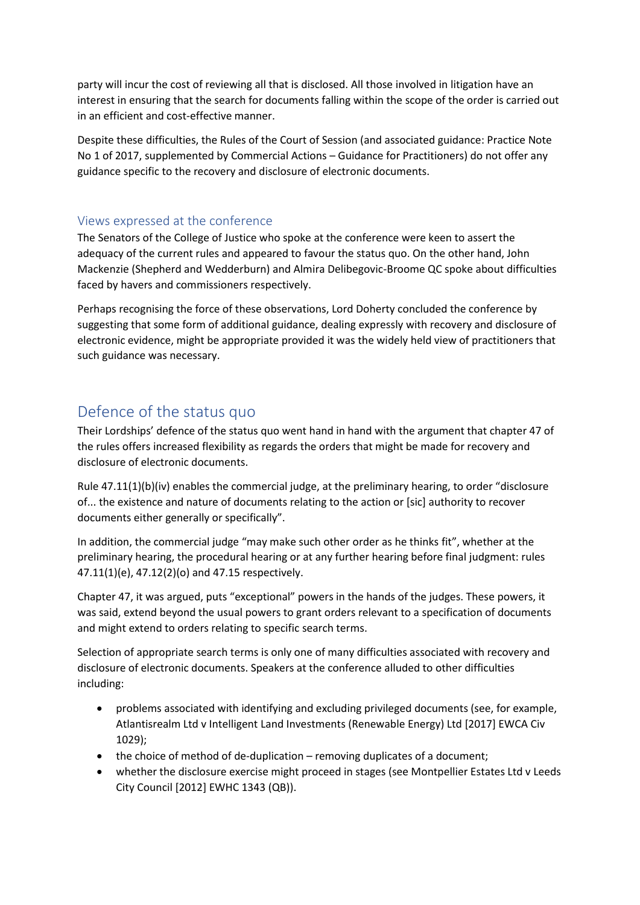party will incur the cost of reviewing all that is disclosed. All those involved in litigation have an interest in ensuring that the search for documents falling within the scope of the order is carried out in an efficient and cost-effective manner.

Despite these difficulties, the Rules of the Court of Session (and associated guidance: Practice Note No 1 of 2017, supplemented by Commercial Actions – Guidance for Practitioners) do not offer any guidance specific to the recovery and disclosure of electronic documents.

### Views expressed at the conference

The Senators of the College of Justice who spoke at the conference were keen to assert the adequacy of the current rules and appeared to favour the status quo. On the other hand, John Mackenzie (Shepherd and Wedderburn) and Almira Delibegovic-Broome QC spoke about difficulties faced by havers and commissioners respectively.

Perhaps recognising the force of these observations, Lord Doherty concluded the conference by suggesting that some form of additional guidance, dealing expressly with recovery and disclosure of electronic evidence, might be appropriate provided it was the widely held view of practitioners that such guidance was necessary.

## Defence of the status quo

Their Lordships' defence of the status quo went hand in hand with the argument that chapter 47 of the rules offers increased flexibility as regards the orders that might be made for recovery and disclosure of electronic documents.

Rule 47.11(1)(b)(iv) enables the commercial judge, at the preliminary hearing, to order "disclosure of... the existence and nature of documents relating to the action or [sic] authority to recover documents either generally or specifically".

In addition, the commercial judge "may make such other order as he thinks fit", whether at the preliminary hearing, the procedural hearing or at any further hearing before final judgment: rules 47.11(1)(e), 47.12(2)(o) and 47.15 respectively.

Chapter 47, it was argued, puts "exceptional" powers in the hands of the judges. These powers, it was said, extend beyond the usual powers to grant orders relevant to a specification of documents and might extend to orders relating to specific search terms.

Selection of appropriate search terms is only one of many difficulties associated with recovery and disclosure of electronic documents. Speakers at the conference alluded to other difficulties including:

- problems associated with identifying and excluding privileged documents (see, for example, Atlantisrealm Ltd v Intelligent Land Investments (Renewable Energy) Ltd [2017] EWCA Civ 1029);
- the choice of method of de-duplication – removing duplicates of a document;
- whether the disclosure exercise might proceed in stages (see Montpellier Estates Ltd v Leeds City Council [2012] EWHC 1343 (QB)).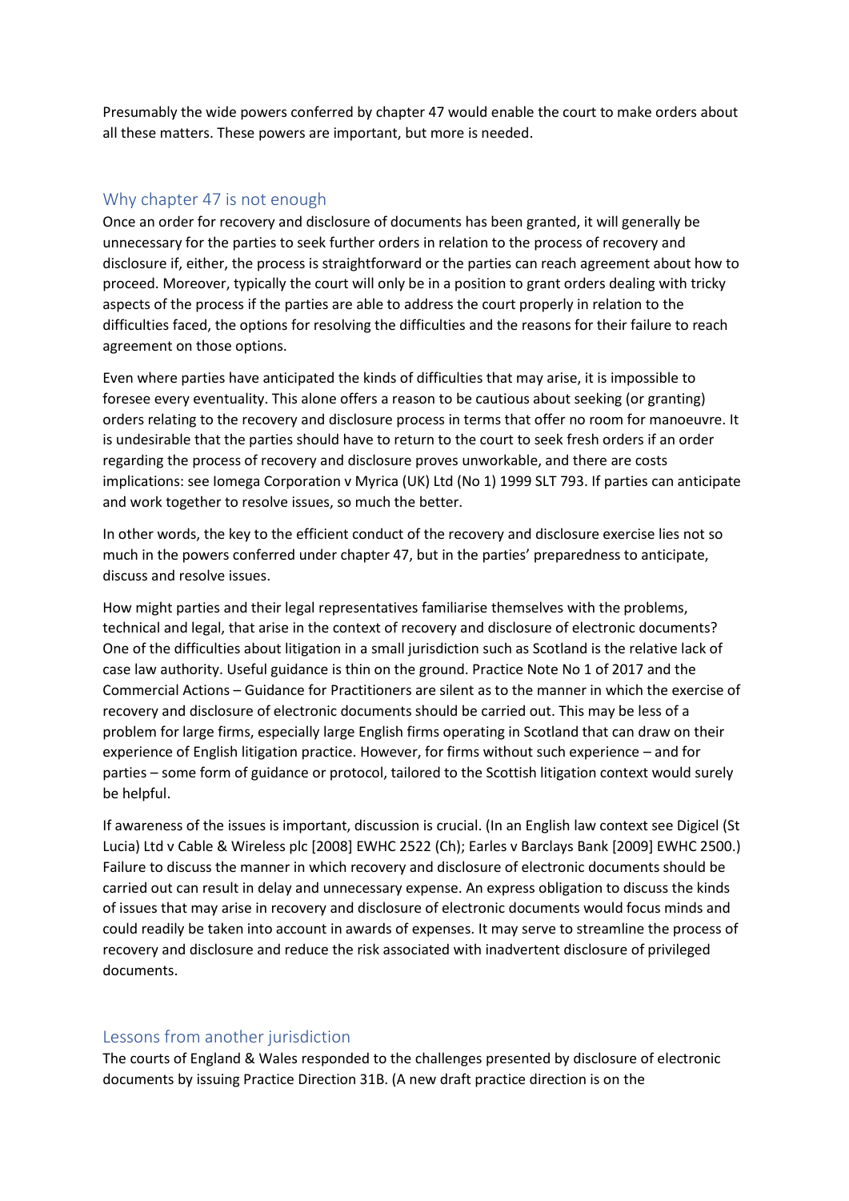Presumably the wide powers conferred by chapter 47 would enable the court to make orders about all these matters. These powers are important, but more is needed.

## Why chapter 47 is not enough

Once an order for recovery and disclosure of documents has been granted, it will generally be unnecessary for the parties to seek further orders in relation to the process of recovery and disclosure if, either, the process is straightforward or the parties can reach agreement about how to proceed. Moreover, typically the court will only be in a position to grant orders dealing with tricky aspects of the process if the parties are able to address the court properly in relation to the difficulties faced, the options for resolving the difficulties and the reasons for their failure to reach agreement on those options.

Even where parties have anticipated the kinds of difficulties that may arise, it is impossible to foresee every eventuality. This alone offers a reason to be cautious about seeking (or granting) orders relating to the recovery and disclosure process in terms that offer no room for manoeuvre. It is undesirable that the parties should have to return to the court to seek fresh orders if an order regarding the process of recovery and disclosure proves unworkable, and there are costs implications: see Iomega Corporation v Myrica (UK) Ltd (No 1) 1999 SLT 793. If parties can anticipate and work together to resolve issues, so much the better.

In other words, the key to the efficient conduct of the recovery and disclosure exercise lies not so much in the powers conferred under chapter 47, but in the parties' preparedness to anticipate, discuss and resolve issues.

How might parties and their legal representatives familiarise themselves with the problems, technical and legal, that arise in the context of recovery and disclosure of electronic documents? One of the difficulties about litigation in a small jurisdiction such as Scotland is the relative lack of case law authority. Useful guidance is thin on the ground. Practice Note No 1 of 2017 and the Commercial Actions – Guidance for Practitioners are silent as to the manner in which the exercise of recovery and disclosure of electronic documents should be carried out. This may be less of a problem for large firms, especially large English firms operating in Scotland that can draw on their experience of English litigation practice. However, for firms without such experience – and for parties – some form of guidance or protocol, tailored to the Scottish litigation context would surely be helpful.

If awareness of the issues is important, discussion is crucial. (In an English law context see Digicel (St Lucia) Ltd v Cable & Wireless plc [2008] EWHC 2522 (Ch); Earles v Barclays Bank [2009] EWHC 2500.) Failure to discuss the manner in which recovery and disclosure of electronic documents should be carried out can result in delay and unnecessary expense. An express obligation to discuss the kinds of issues that may arise in recovery and disclosure of electronic documents would focus minds and could readily be taken into account in awards of expenses. It may serve to streamline the process of recovery and disclosure and reduce the risk associated with inadvertent disclosure of privileged documents.

## Lessons from another jurisdiction

The courts of England & Wales responded to the challenges presented by disclosure of electronic documents by issuing Practice Direction 31B. (A new draft practice direction is on the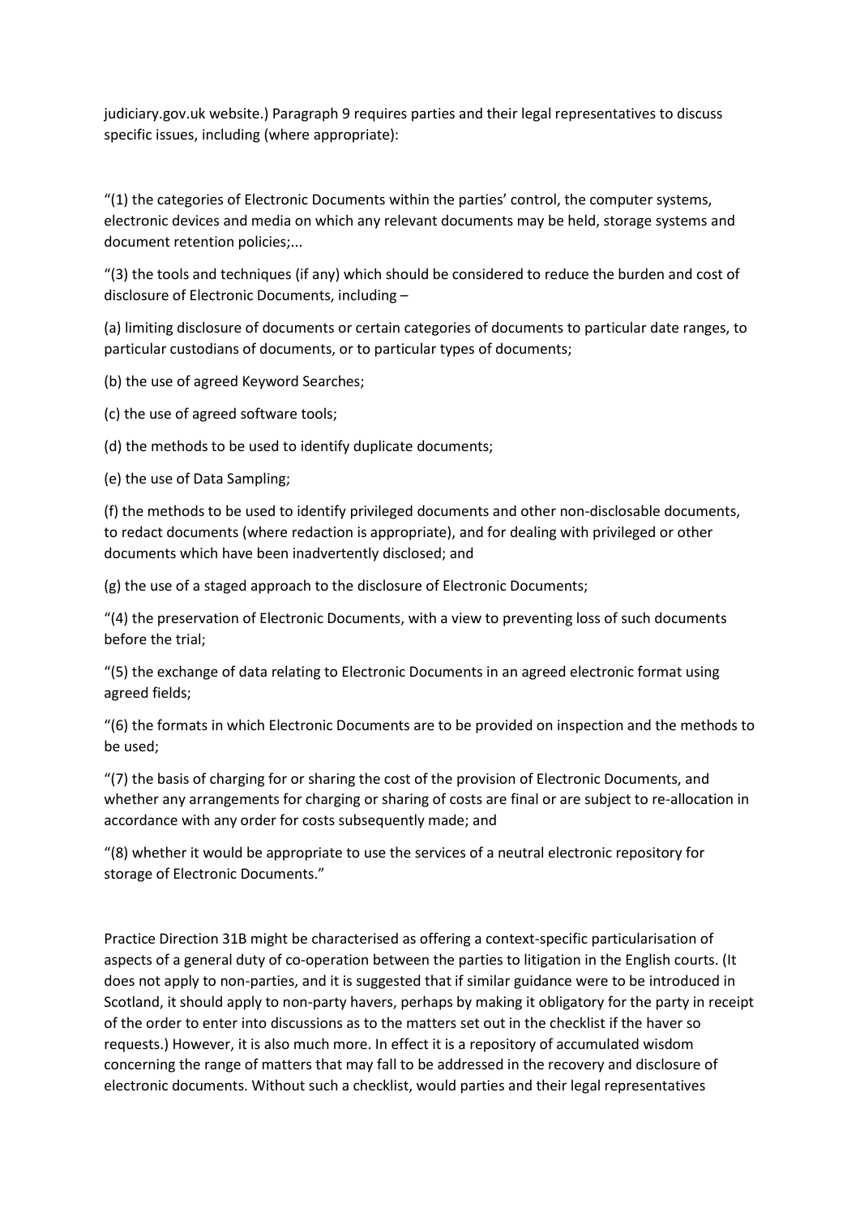judiciary.gov.uk website.) Paragraph 9 requires parties and their legal representatives to discuss specific issues, including (where appropriate):

"(1) the categories of Electronic Documents within the parties' control, the computer systems, electronic devices and media on which any relevant documents may be held, storage systems and document retention policies;...

"(3) the tools and techniques (if any) which should be considered to reduce the burden and cost of disclosure of Electronic Documents, including –

(a) limiting disclosure of documents or certain categories of documents to particular date ranges, to particular custodians of documents, or to particular types of documents;

(b) the use of agreed Keyword Searches;

(c) the use of agreed software tools;

(d) the methods to be used to identify duplicate documents;

(e) the use of Data Sampling;

(f) the methods to be used to identify privileged documents and other non-disclosable documents, to redact documents (where redaction is appropriate), and for dealing with privileged or other documents which have been inadvertently disclosed; and

(g) the use of a staged approach to the disclosure of Electronic Documents;

"(4) the preservation of Electronic Documents, with a view to preventing loss of such documents before the trial;

"(5) the exchange of data relating to Electronic Documents in an agreed electronic format using agreed fields;

"(6) the formats in which Electronic Documents are to be provided on inspection and the methods to be used;

"(7) the basis of charging for or sharing the cost of the provision of Electronic Documents, and whether any arrangements for charging or sharing of costs are final or are subject to re-allocation in accordance with any order for costs subsequently made; and

"(8) whether it would be appropriate to use the services of a neutral electronic repository for storage of Electronic Documents."

Practice Direction 31B might be characterised as offering a context-specific particularisation of aspects of a general duty of co-operation between the parties to litigation in the English courts. (It does not apply to non-parties, and it is suggested that if similar guidance were to be introduced in Scotland, it should apply to non-party havers, perhaps by making it obligatory for the party in receipt of the order to enter into discussions as to the matters set out in the checklist if the haver so requests.) However, it is also much more. In effect it is a repository of accumulated wisdom concerning the range of matters that may fall to be addressed in the recovery and disclosure of electronic documents. Without such a checklist, would parties and their legal representatives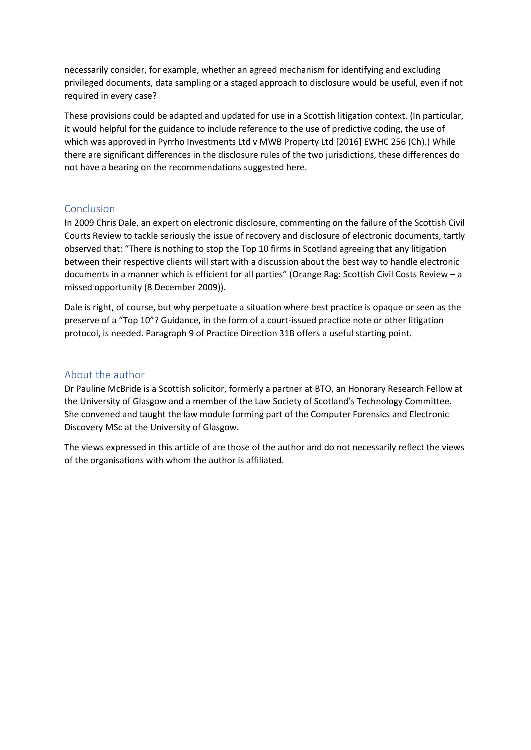necessarily consider, for example, whether an agreed mechanism for identifying and excluding privileged documents, data sampling or a staged approach to disclosure would be useful, even if not required in every case?

These provisions could be adapted and updated for use in a Scottish litigation context. (In particular, it would helpful for the guidance to include reference to the use of predictive coding, the use of which was approved in Pyrrho Investments Ltd v MWB Property Ltd [2016] EWHC 256 (Ch).) While there are significant differences in the disclosure rules of the two jurisdictions, these differences do not have a bearing on the recommendations suggested here.

## Conclusion

In 2009 Chris Dale, an expert on electronic disclosure, commenting on the failure of the Scottish Civil Courts Review to tackle seriously the issue of recovery and disclosure of electronic documents, tartly observed that: "There is nothing to stop the Top 10 firms in Scotland agreeing that any litigation between their respective clients will start with a discussion about the best way to handle electronic documents in a manner which is efficient for all parties" (Orange Rag: Scottish Civil Costs Review – a missed opportunity (8 December 2009)).

Dale is right, of course, but why perpetuate a situation where best practice is opaque or seen as the preserve of a "Top 10"? Guidance, in the form of a court-issued practice note or other litigation protocol, is needed. Paragraph 9 of Practice Direction 31B offers a useful starting point.

## About the author

Dr Pauline McBride is a Scottish solicitor, formerly a partner at BTO, an Honorary Research Fellow at the University of Glasgow and a member of the Law Society of Scotland's Technology Committee. She convened and taught the law module forming part of the Computer Forensics and Electronic Discovery MSc at the University of Glasgow.

The views expressed in this article of are those of the author and do not necessarily reflect the views of the organisations with whom the author is affiliated.